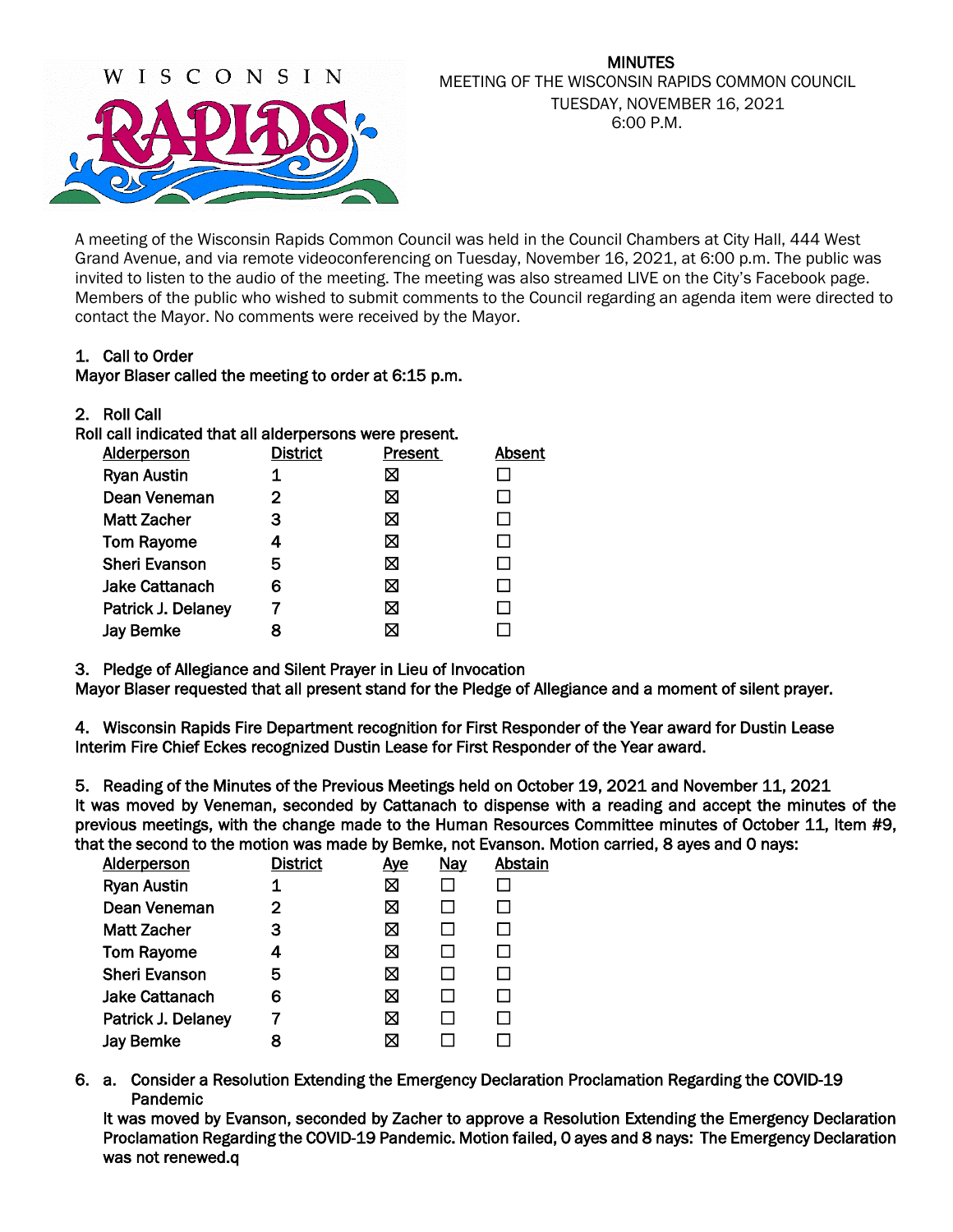# MINUTES

MEETING OF THE WISCONSIN RAPIDS COMMON COUNCIL
TUESDAY, NOVEMBER 16, 2021
6:00 P.M.

A meeting of the Wisconsin Rapids Common Council was held in the Council Chambers at City Hall, 444 West Grand Avenue, and via remote videoconferencing on Tuesday, November 16, 2021, at 6:00 p.m. The public was invited to listen to the audio of the meeting. The meeting was also streamed LIVE on the City's Facebook page. Members of the public who wished to submit comments to the Council regarding an agenda item were directed to contact the Mayor. No comments were received by the Mayor.

1. Call to Order

**Mayor Blaser called the meeting to order at 6:15 p.m.**

2. Roll Call

**Roll call indicated that all alderpersons were present.**

| Alderperson | District | Present | Absent |
|---|---|---|---|
| Ryan Austin | 1 | ☒ | ☐ |
| Dean Veneman | 2 | ☒ | ☐ |
| Matt Zacher | 3 | ☒ | ☐ |
| Tom Rayome | 4 | ☒ | ☐ |
| Sheri Evanson | 5 | ☒ | ☐ |
| Jake Cattanach | 6 | ☒ | ☐ |
| Patrick J. Delaney | 7 | ☒ | ☐ |
| Jay Bemke | 8 | ☒ | ☐ |

3. Pledge of Allegiance and Silent Prayer in Lieu of Invocation

**Mayor Blaser requested that all present stand for the Pledge of Allegiance and a moment of silent prayer.**

4. Wisconsin Rapids Fire Department recognition for First Responder of the Year award for Dustin Lease

**Interim Fire Chief Eckes recognized Dustin Lease for First Responder of the Year award.**

5. Reading of the Minutes of the Previous Meetings held on October 19, 2021 and November 11, 2021

**It was moved by Veneman, seconded by Cattanach to dispense with a reading and accept the minutes of the previous meetings, with the change made to the Human Resources Committee minutes of October 11, Item #9, that the second to the motion was made by Bemke, not Evanson. Motion carried, 8 ayes and 0 nays:**

| Alderperson | District | Aye | Nay | Abstain |
|---|---|---|---|---|
| Ryan Austin | 1 | ☒ | ☐ | ☐ |
| Dean Veneman | 2 | ☒ | ☐ | ☐ |
| Matt Zacher | 3 | ☒ | ☐ | ☐ |
| Tom Rayome | 4 | ☒ | ☐ | ☐ |
| Sheri Evanson | 5 | ☒ | ☐ | ☐ |
| Jake Cattanach | 6 | ☒ | ☐ | ☐ |
| Patrick J. Delaney | 7 | ☒ | ☐ | ☐ |
| Jay Bemke | 8 | ☒ | ☐ | ☐ |

6. a. Consider a Resolution Extending the Emergency Declaration Proclamation Regarding the COVID-19 Pandemic

**It was moved by Evanson, seconded by Zacher to approve a Resolution Extending the Emergency Declaration Proclamation Regarding the COVID-19 Pandemic. Motion failed, 0 ayes and 8 nays: The Emergency Declaration was not renewed.q**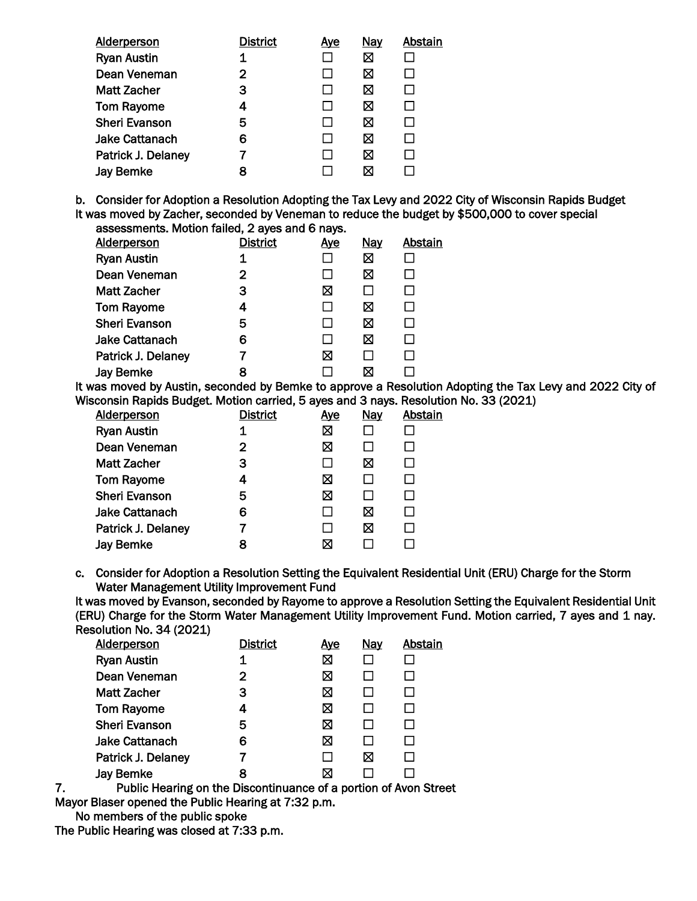| Alderperson | District | Aye | Nay | Abstain |
|---|---|---|---|---|
| Ryan Austin | 1 | ☐ | ☒ | ☐ |
| Dean Veneman | 2 | ☐ | ☒ | ☐ |
| Matt Zacher | 3 | ☐ | ☒ | ☐ |
| Tom Rayome | 4 | ☐ | ☒ | ☐ |
| Sheri Evanson | 5 | ☐ | ☒ | ☐ |
| Jake Cattanach | 6 | ☐ | ☒ | ☐ |
| Patrick J. Delaney | 7 | ☐ | ☒ | ☐ |
| Jay Bemke | 8 | ☐ | ☒ | ☐ |

b. Consider for Adoption a Resolution Adopting the Tax Levy and 2022 City of Wisconsin Rapids Budget

It was moved by Zacher, seconded by Veneman to reduce the budget by $500,000 to cover special assessments. Motion failed, 2 ayes and 6 nays.

| Alderperson | District | Aye | Nay | Abstain |
|---|---|---|---|---|
| Ryan Austin | 1 | ☐ | ☒ | ☐ |
| Dean Veneman | 2 | ☐ | ☒ | ☐ |
| Matt Zacher | 3 | ☒ | ☐ | ☐ |
| Tom Rayome | 4 | ☐ | ☒ | ☐ |
| Sheri Evanson | 5 | ☐ | ☒ | ☐ |
| Jake Cattanach | 6 | ☐ | ☒ | ☐ |
| Patrick J. Delaney | 7 | ☒ | ☐ | ☐ |
| Jay Bemke | 8 | ☐ | ☒ | ☐ |

It was moved by Austin, seconded by Bemke to approve a Resolution Adopting the Tax Levy and 2022 City of Wisconsin Rapids Budget. Motion carried, 5 ayes and 3 nays. Resolution No. 33 (2021)

| Alderperson | District | Aye | Nay | Abstain |
|---|---|---|---|---|
| Ryan Austin | 1 | ☒ | ☐ | ☐ |
| Dean Veneman | 2 | ☒ | ☐ | ☐ |
| Matt Zacher | 3 | ☐ | ☒ | ☐ |
| Tom Rayome | 4 | ☒ | ☐ | ☐ |
| Sheri Evanson | 5 | ☒ | ☐ | ☐ |
| Jake Cattanach | 6 | ☐ | ☒ | ☐ |
| Patrick J. Delaney | 7 | ☐ | ☒ | ☐ |
| Jay Bemke | 8 | ☒ | ☐ | ☐ |

c. Consider for Adoption a Resolution Setting the Equivalent Residential Unit (ERU) Charge for the Storm Water Management Utility Improvement Fund

It was moved by Evanson, seconded by Rayome to approve a Resolution Setting the Equivalent Residential Unit (ERU) Charge for the Storm Water Management Utility Improvement Fund. Motion carried, 7 ayes and 1 nay. Resolution No. 34 (2021)

| Alderperson | District | Aye | Nay | Abstain |
|---|---|---|---|---|
| Ryan Austin | 1 | ☒ | ☐ | ☐ |
| Dean Veneman | 2 | ☒ | ☐ | ☐ |
| Matt Zacher | 3 | ☒ | ☐ | ☐ |
| Tom Rayome | 4 | ☒ | ☐ | ☐ |
| Sheri Evanson | 5 | ☒ | ☐ | ☐ |
| Jake Cattanach | 6 | ☒ | ☐ | ☐ |
| Patrick J. Delaney | 7 | ☐ | ☒ | ☐ |
| Jay Bemke | 8 | ☒ | ☐ | ☐ |

7. Public Hearing on the Discontinuance of a portion of Avon Street

Mayor Blaser opened the Public Hearing at 7:32 p.m.

No members of the public spoke

The Public Hearing was closed at 7:33 p.m.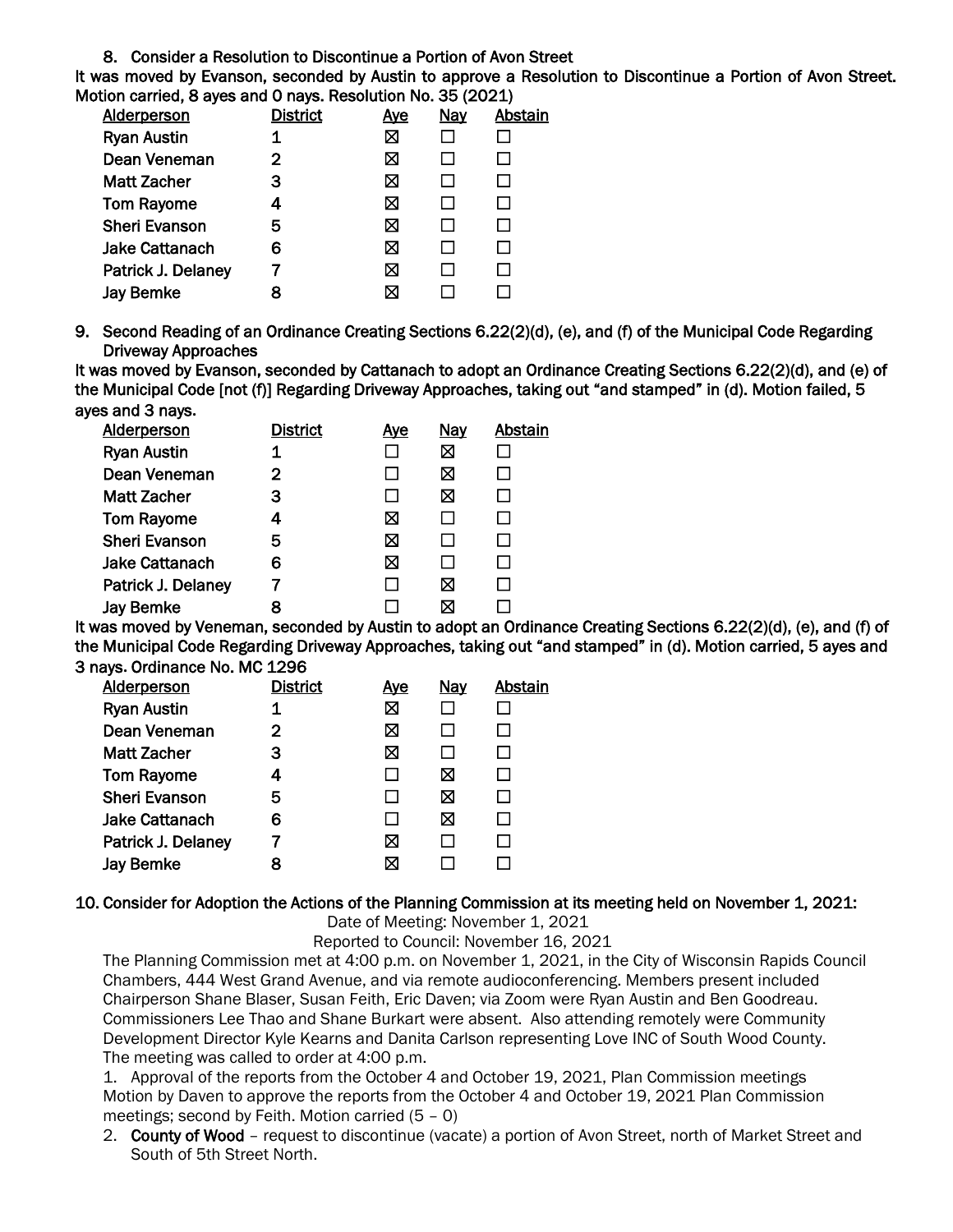8. Consider a Resolution to Discontinue a Portion of Avon Street

**It was moved by Evanson, seconded by Austin to approve a Resolution to Discontinue a Portion of Avon Street. Motion carried, 8 ayes and 0 nays. Resolution No. 35 (2021)**

| Alderperson | District | Aye | Nay | Abstain |
|---|---|---|---|---|
| Ryan Austin | 1 | ☒ | ☐ | ☐ |
| Dean Veneman | 2 | ☒ | ☐ | ☐ |
| Matt Zacher | 3 | ☒ | ☐ | ☐ |
| Tom Rayome | 4 | ☒ | ☐ | ☐ |
| Sheri Evanson | 5 | ☒ | ☐ | ☐ |
| Jake Cattanach | 6 | ☒ | ☐ | ☐ |
| Patrick J. Delaney | 7 | ☒ | ☐ | ☐ |
| Jay Bemke | 8 | ☒ | ☐ | ☐ |

9. Second Reading of an Ordinance Creating Sections 6.22(2)(d), (e), and (f) of the Municipal Code Regarding Driveway Approaches

**It was moved by Evanson, seconded by Cattanach to adopt an Ordinance Creating Sections 6.22(2)(d), and (e) of the Municipal Code [not (f)] Regarding Driveway Approaches, taking out "and stamped" in (d). Motion failed, 5 ayes and 3 nays.**

| Alderperson | District | Aye | Nay | Abstain |
|---|---|---|---|---|
| Ryan Austin | 1 | ☐ | ☒ | ☐ |
| Dean Veneman | 2 | ☐ | ☒ | ☐ |
| Matt Zacher | 3 | ☐ | ☒ | ☐ |
| Tom Rayome | 4 | ☒ | ☐ | ☐ |
| Sheri Evanson | 5 | ☒ | ☐ | ☐ |
| Jake Cattanach | 6 | ☒ | ☐ | ☐ |
| Patrick J. Delaney | 7 | ☐ | ☒ | ☐ |
| Jay Bemke | 8 | ☐ | ☒ | ☐ |

**It was moved by Veneman, seconded by Austin to adopt an Ordinance Creating Sections 6.22(2)(d), (e), and (f) of the Municipal Code Regarding Driveway Approaches, taking out "and stamped" in (d). Motion carried, 5 ayes and 3 nays. Ordinance No. MC 1296**

| Alderperson | District | Aye | Nay | Abstain |
|---|---|---|---|---|
| Ryan Austin | 1 | ☒ | ☐ | ☐ |
| Dean Veneman | 2 | ☒ | ☐ | ☐ |
| Matt Zacher | 3 | ☒ | ☐ | ☐ |
| Tom Rayome | 4 | ☐ | ☒ | ☐ |
| Sheri Evanson | 5 | ☐ | ☒ | ☐ |
| Jake Cattanach | 6 | ☐ | ☒ | ☐ |
| Patrick J. Delaney | 7 | ☒ | ☐ | ☐ |
| Jay Bemke | 8 | ☒ | ☐ | ☐ |

**10. Consider for Adoption the Actions of the Planning Commission at its meeting held on November 1, 2021:**

Date of Meeting: November 1, 2021

Reported to Council: November 16, 2021

The Planning Commission met at 4:00 p.m. on November 1, 2021, in the City of Wisconsin Rapids Council Chambers, 444 West Grand Avenue, and via remote audioconferencing. Members present included Chairperson Shane Blaser, Susan Feith, Eric Daven; via Zoom were Ryan Austin and Ben Goodreau. Commissioners Lee Thao and Shane Burkart were absent. Also attending remotely were Community Development Director Kyle Kearns and Danita Carlson representing Love INC of South Wood County. The meeting was called to order at 4:00 p.m.

1. Approval of the reports from the October 4 and October 19, 2021, Plan Commission meetings
Motion by Daven to approve the reports from the October 4 and October 19, 2021 Plan Commission meetings; second by Feith. Motion carried (5 – 0)
2. **County of Wood** – request to discontinue (vacate) a portion of Avon Street, north of Market Street and South of 5th Street North.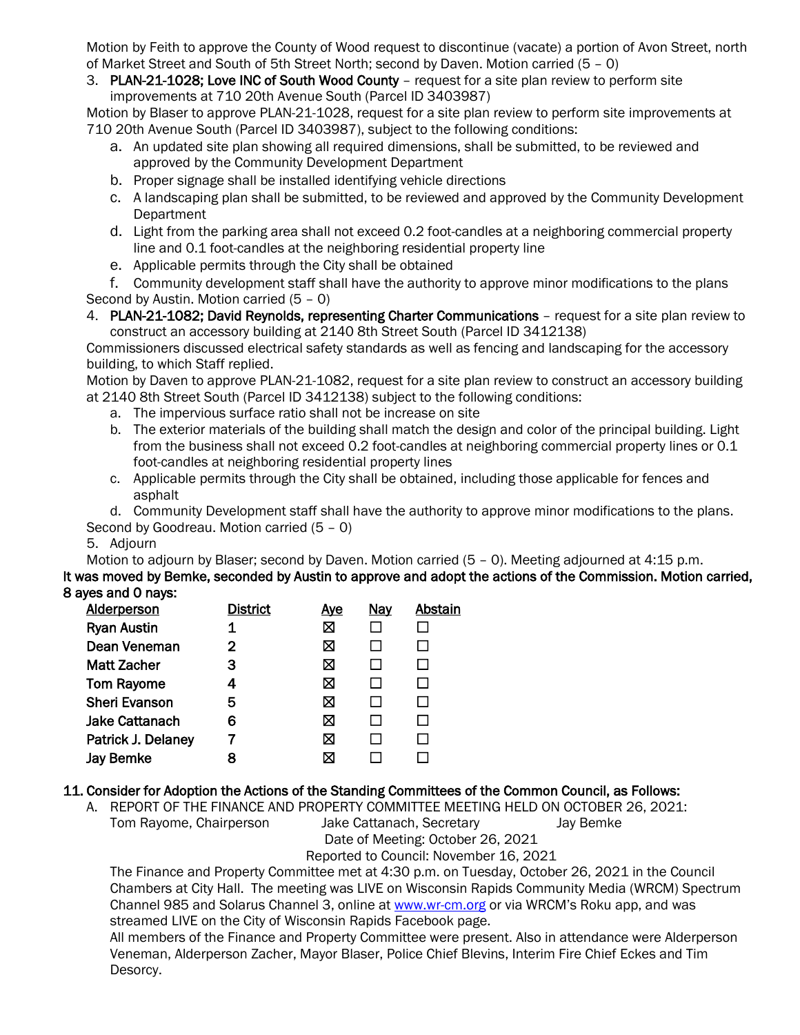Motion by Feith to approve the County of Wood request to discontinue (vacate) a portion of Avon Street, north of Market Street and South of 5th Street North; second by Daven. Motion carried (5 – 0)

3. **PLAN-21-1028; Love INC of South Wood County** – request for a site plan review to perform site improvements at 710 20th Avenue South (Parcel ID 3403987)

Motion by Blaser to approve PLAN-21-1028, request for a site plan review to perform site improvements at 710 20th Avenue South (Parcel ID 3403987), subject to the following conditions:

   a. An updated site plan showing all required dimensions, shall be submitted, to be reviewed and approved by the Community Development Department
   b. Proper signage shall be installed identifying vehicle directions
   c. A landscaping plan shall be submitted, to be reviewed and approved by the Community Development Department
   d. Light from the parking area shall not exceed 0.2 foot-candles at a neighboring commercial property line and 0.1 foot-candles at the neighboring residential property line
   e. Applicable permits through the City shall be obtained
   f. Community development staff shall have the authority to approve minor modifications to the plans

Second by Austin. Motion carried (5 – 0)

4. **PLAN-21-1082; David Reynolds, representing Charter Communications** – request for a site plan review to construct an accessory building at 2140 8th Street South (Parcel ID 3412138)

Commissioners discussed electrical safety standards as well as fencing and landscaping for the accessory building, to which Staff replied.

Motion by Daven to approve PLAN-21-1082, request for a site plan review to construct an accessory building at 2140 8th Street South (Parcel ID 3412138) subject to the following conditions:

   a. The impervious surface ratio shall not be increase on site
   b. The exterior materials of the building shall match the design and color of the principal building. Light from the business shall not exceed 0.2 foot-candles at neighboring commercial property lines or 0.1 foot-candles at neighboring residential property lines
   c. Applicable permits through the City shall be obtained, including those applicable for fences and asphalt
   d. Community Development staff shall have the authority to approve minor modifications to the plans.

Second by Goodreau. Motion carried (5 – 0)

5. Adjourn

Motion to adjourn by Blaser; second by Daven. Motion carried (5 – 0). Meeting adjourned at 4:15 p.m.

**It was moved by Bemke, seconded by Austin to approve and adopt the actions of the Commission. Motion carried, 8 ayes and 0 nays:**

| Alderperson | District | Aye | Nay | Abstain |
|---|---|---|---|---|
| Ryan Austin | 1 | ☒ | ☐ | ☐ |
| Dean Veneman | 2 | ☒ | ☐ | ☐ |
| Matt Zacher | 3 | ☒ | ☐ | ☐ |
| Tom Rayome | 4 | ☒ | ☐ | ☐ |
| Sheri Evanson | 5 | ☒ | ☐ | ☐ |
| Jake Cattanach | 6 | ☒ | ☐ | ☐ |
| Patrick J. Delaney | 7 | ☒ | ☐ | ☐ |
| Jay Bemke | 8 | ☒ | ☐ | ☐ |

## 11. Consider for Adoption the Actions of the Standing Committees of the Common Council, as Follows:

A. REPORT OF THE FINANCE AND PROPERTY COMMITTEE MEETING HELD ON OCTOBER 26, 2021:

Tom Rayome, Chairperson    Jake Cattanach, Secretary    Jay Bemke

Date of Meeting: October 26, 2021

Reported to Council: November 16, 2021

The Finance and Property Committee met at 4:30 p.m. on Tuesday, October 26, 2021 in the Council Chambers at City Hall. The meeting was LIVE on Wisconsin Rapids Community Media (WRCM) Spectrum Channel 985 and Solarus Channel 3, online at www.wr-cm.org or via WRCM's Roku app, and was streamed LIVE on the City of Wisconsin Rapids Facebook page.

All members of the Finance and Property Committee were present. Also in attendance were Alderperson Veneman, Alderperson Zacher, Mayor Blaser, Police Chief Blevins, Interim Fire Chief Eckes and Tim Desorcy.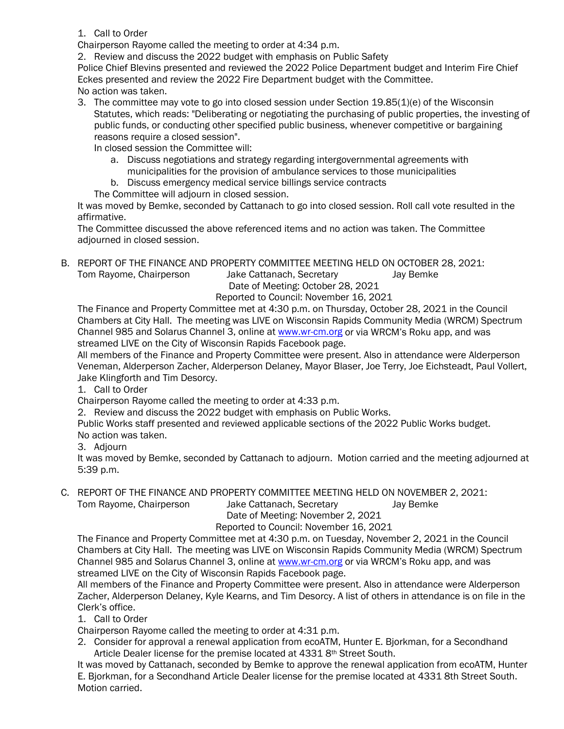1. Call to Order

Chairperson Rayome called the meeting to order at 4:34 p.m.

2. Review and discuss the 2022 budget with emphasis on Public Safety

Police Chief Blevins presented and reviewed the 2022 Police Department budget and Interim Fire Chief Eckes presented and review the 2022 Fire Department budget with the Committee.

No action was taken.

3. The committee may vote to go into closed session under Section 19.85(1)(e) of the Wisconsin Statutes, which reads: "Deliberating or negotiating the purchasing of public properties, the investing of public funds, or conducting other specified public business, whenever competitive or bargaining reasons require a closed session".

   In closed session the Committee will:

   a. Discuss negotiations and strategy regarding intergovernmental agreements with municipalities for the provision of ambulance services to those municipalities
   b. Discuss emergency medical service billings service contracts

   The Committee will adjourn in closed session.

It was moved by Bemke, seconded by Cattanach to go into closed session. Roll call vote resulted in the affirmative.

The Committee discussed the above referenced items and no action was taken. The Committee adjourned in closed session.

B. REPORT OF THE FINANCE AND PROPERTY COMMITTEE MEETING HELD ON OCTOBER 28, 2021:

Tom Rayome, Chairperson    Jake Cattanach, Secretary    Jay Bemke

Date of Meeting: October 28, 2021

Reported to Council: November 16, 2021

The Finance and Property Committee met at 4:30 p.m. on Thursday, October 28, 2021 in the Council Chambers at City Hall. The meeting was LIVE on Wisconsin Rapids Community Media (WRCM) Spectrum Channel 985 and Solarus Channel 3, online at www.wr-cm.org or via WRCM's Roku app, and was streamed LIVE on the City of Wisconsin Rapids Facebook page.

All members of the Finance and Property Committee were present. Also in attendance were Alderperson Veneman, Alderperson Zacher, Alderperson Delaney, Mayor Blaser, Joe Terry, Joe Eichsteadt, Paul Vollert, Jake Klingforth and Tim Desorcy.

1. Call to Order

Chairperson Rayome called the meeting to order at 4:33 p.m.

2. Review and discuss the 2022 budget with emphasis on Public Works.

Public Works staff presented and reviewed applicable sections of the 2022 Public Works budget.

No action was taken.

3. Adjourn

It was moved by Bemke, seconded by Cattanach to adjourn. Motion carried and the meeting adjourned at 5:39 p.m.

C. REPORT OF THE FINANCE AND PROPERTY COMMITTEE MEETING HELD ON NOVEMBER 2, 2021:

Tom Rayome, Chairperson    Jake Cattanach, Secretary    Jay Bemke

Date of Meeting: November 2, 2021

Reported to Council: November 16, 2021

The Finance and Property Committee met at 4:30 p.m. on Tuesday, November 2, 2021 in the Council Chambers at City Hall. The meeting was LIVE on Wisconsin Rapids Community Media (WRCM) Spectrum Channel 985 and Solarus Channel 3, online at www.wr-cm.org or via WRCM's Roku app, and was streamed LIVE on the City of Wisconsin Rapids Facebook page.

All members of the Finance and Property Committee were present. Also in attendance were Alderperson Zacher, Alderperson Delaney, Kyle Kearns, and Tim Desorcy. A list of others in attendance is on file in the Clerk's office.

1. Call to Order

Chairperson Rayome called the meeting to order at 4:31 p.m.

2. Consider for approval a renewal application from ecoATM, Hunter E. Bjorkman, for a Secondhand Article Dealer license for the premise located at 4331 8th Street South.

It was moved by Cattanach, seconded by Bemke to approve the renewal application from ecoATM, Hunter E. Bjorkman, for a Secondhand Article Dealer license for the premise located at 4331 8th Street South. Motion carried.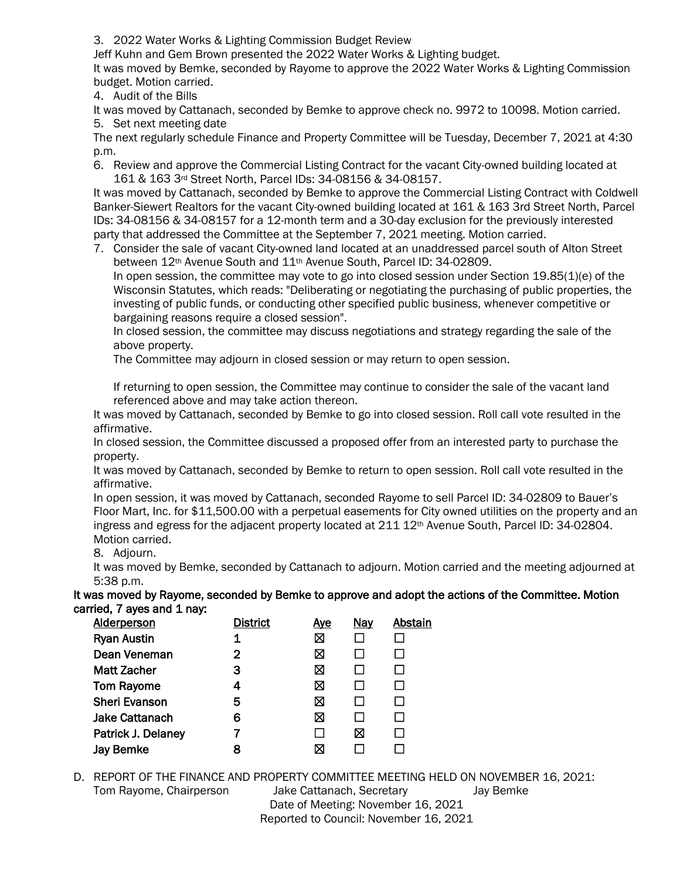3. 2022 Water Works & Lighting Commission Budget Review

Jeff Kuhn and Gem Brown presented the 2022 Water Works & Lighting budget.

It was moved by Bemke, seconded by Rayome to approve the 2022 Water Works & Lighting Commission budget. Motion carried.

4. Audit of the Bills

It was moved by Cattanach, seconded by Bemke to approve check no. 9972 to 10098. Motion carried.

5. Set next meeting date

The next regularly schedule Finance and Property Committee will be Tuesday, December 7, 2021 at 4:30 p.m.

6. Review and approve the Commercial Listing Contract for the vacant City-owned building located at 161 & 163 3rd Street North, Parcel IDs: 34-08156 & 34-08157.

It was moved by Cattanach, seconded by Bemke to approve the Commercial Listing Contract with Coldwell Banker-Siewert Realtors for the vacant City-owned building located at 161 & 163 3rd Street North, Parcel IDs: 34-08156 & 34-08157 for a 12-month term and a 30-day exclusion for the previously interested party that addressed the Committee at the September 7, 2021 meeting. Motion carried.

7. Consider the sale of vacant City-owned land located at an unaddressed parcel south of Alton Street between 12th Avenue South and 11th Avenue South, Parcel ID: 34-02809.

   In open session, the committee may vote to go into closed session under Section 19.85(1)(e) of the Wisconsin Statutes, which reads: "Deliberating or negotiating the purchasing of public properties, the investing of public funds, or conducting other specified public business, whenever competitive or bargaining reasons require a closed session".

   In closed session, the committee may discuss negotiations and strategy regarding the sale of the above property.

   The Committee may adjourn in closed session or may return to open session.

   If returning to open session, the Committee may continue to consider the sale of the vacant land referenced above and may take action thereon.

It was moved by Cattanach, seconded by Bemke to go into closed session. Roll call vote resulted in the affirmative.

In closed session, the Committee discussed a proposed offer from an interested party to purchase the property.

It was moved by Cattanach, seconded by Bemke to return to open session. Roll call vote resulted in the affirmative.

In open session, it was moved by Cattanach, seconded Rayome to sell Parcel ID: 34-02809 to Bauer's Floor Mart, Inc. for $11,500.00 with a perpetual easements for City owned utilities on the property and an ingress and egress for the adjacent property located at 211 12th Avenue South, Parcel ID: 34-02804. Motion carried.

8. Adjourn.

It was moved by Bemke, seconded by Cattanach to adjourn. Motion carried and the meeting adjourned at 5:38 p.m.

**It was moved by Rayome, seconded by Bemke to approve and adopt the actions of the Committee. Motion carried, 7 ayes and 1 nay:**

| Alderperson | District | Aye | Nay | Abstain |
|---|---|---|---|---|
| Ryan Austin | 1 | ☒ | ☐ | ☐ |
| Dean Veneman | 2 | ☒ | ☐ | ☐ |
| Matt Zacher | 3 | ☒ | ☐ | ☐ |
| Tom Rayome | 4 | ☒ | ☐ | ☐ |
| Sheri Evanson | 5 | ☒ | ☐ | ☐ |
| Jake Cattanach | 6 | ☒ | ☐ | ☐ |
| Patrick J. Delaney | 7 | ☐ | ☒ | ☐ |
| Jay Bemke | 8 | ☒ | ☐ | ☐ |

D. REPORT OF THE FINANCE AND PROPERTY COMMITTEE MEETING HELD ON NOVEMBER 16, 2021:

Tom Rayome, Chairperson   Jake Cattanach, Secretary   Jay Bemke

Date of Meeting: November 16, 2021

Reported to Council: November 16, 2021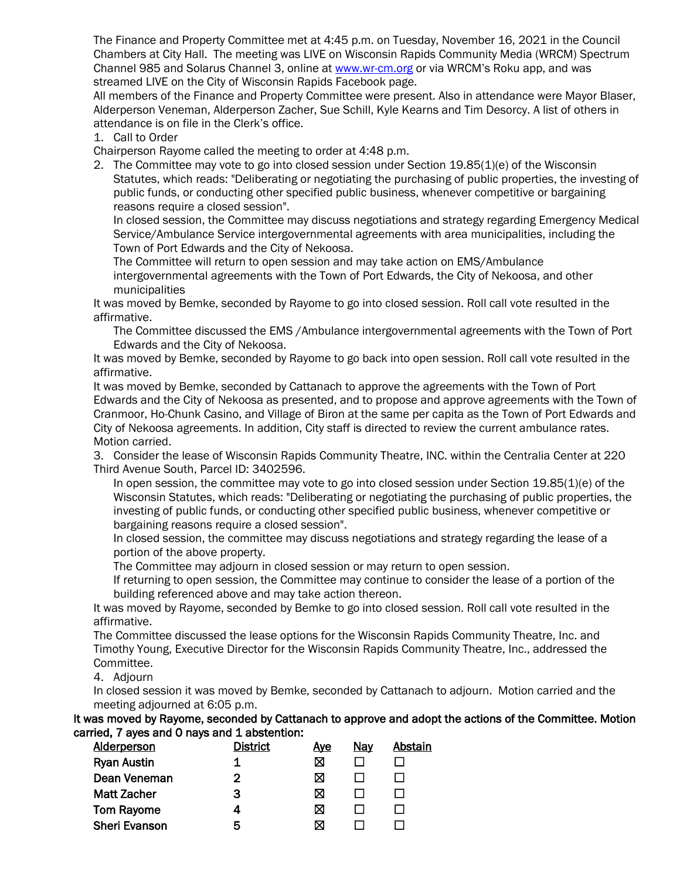The Finance and Property Committee met at 4:45 p.m. on Tuesday, November 16, 2021 in the Council Chambers at City Hall. The meeting was LIVE on Wisconsin Rapids Community Media (WRCM) Spectrum Channel 985 and Solarus Channel 3, online at www.wr-cm.org or via WRCM's Roku app, and was streamed LIVE on the City of Wisconsin Rapids Facebook page.

All members of the Finance and Property Committee were present. Also in attendance were Mayor Blaser, Alderperson Veneman, Alderperson Zacher, Sue Schill, Kyle Kearns and Tim Desorcy. A list of others in attendance is on file in the Clerk's office.

1. Call to Order

Chairperson Rayome called the meeting to order at 4:48 p.m.

2. The Committee may vote to go into closed session under Section 19.85(1)(e) of the Wisconsin Statutes, which reads: "Deliberating or negotiating the purchasing of public properties, the investing of public funds, or conducting other specified public business, whenever competitive or bargaining reasons require a closed session".

   In closed session, the Committee may discuss negotiations and strategy regarding Emergency Medical Service/Ambulance Service intergovernmental agreements with area municipalities, including the Town of Port Edwards and the City of Nekoosa.

   The Committee will return to open session and may take action on EMS/Ambulance intergovernmental agreements with the Town of Port Edwards, the City of Nekoosa, and other municipalities

It was moved by Bemke, seconded by Rayome to go into closed session. Roll call vote resulted in the affirmative.

   The Committee discussed the EMS /Ambulance intergovernmental agreements with the Town of Port Edwards and the City of Nekoosa.

It was moved by Bemke, seconded by Rayome to go back into open session. Roll call vote resulted in the affirmative.

It was moved by Bemke, seconded by Cattanach to approve the agreements with the Town of Port Edwards and the City of Nekoosa as presented, and to propose and approve agreements with the Town of Cranmoor, Ho-Chunk Casino, and Village of Biron at the same per capita as the Town of Port Edwards and City of Nekoosa agreements. In addition, City staff is directed to review the current ambulance rates. Motion carried.

3. Consider the lease of Wisconsin Rapids Community Theatre, INC. within the Centralia Center at 220 Third Avenue South, Parcel ID: 3402596.

   In open session, the committee may vote to go into closed session under Section 19.85(1)(e) of the Wisconsin Statutes, which reads: "Deliberating or negotiating the purchasing of public properties, the investing of public funds, or conducting other specified public business, whenever competitive or bargaining reasons require a closed session".

   In closed session, the committee may discuss negotiations and strategy regarding the lease of a portion of the above property.

   The Committee may adjourn in closed session or may return to open session.

   If returning to open session, the Committee may continue to consider the lease of a portion of the building referenced above and may take action thereon.

It was moved by Rayome, seconded by Bemke to go into closed session. Roll call vote resulted in the affirmative.

The Committee discussed the lease options for the Wisconsin Rapids Community Theatre, Inc. and Timothy Young, Executive Director for the Wisconsin Rapids Community Theatre, Inc., addressed the Committee.

4. Adjourn

In closed session it was moved by Bemke, seconded by Cattanach to adjourn. Motion carried and the meeting adjourned at 6:05 p.m.

**It was moved by Rayome, seconded by Cattanach to approve and adopt the actions of the Committee. Motion carried, 7 ayes and 0 nays and 1 abstention:**

| Alderperson | District | Aye | Nay | Abstain |
|---|---|---|---|---|
| Ryan Austin | 1 | ☒ | ☐ | ☐ |
| Dean Veneman | 2 | ☒ | ☐ | ☐ |
| Matt Zacher | 3 | ☒ | ☐ | ☐ |
| Tom Rayome | 4 | ☒ | ☐ | ☐ |
| Sheri Evanson | 5 | ☒ | ☐ | ☐ |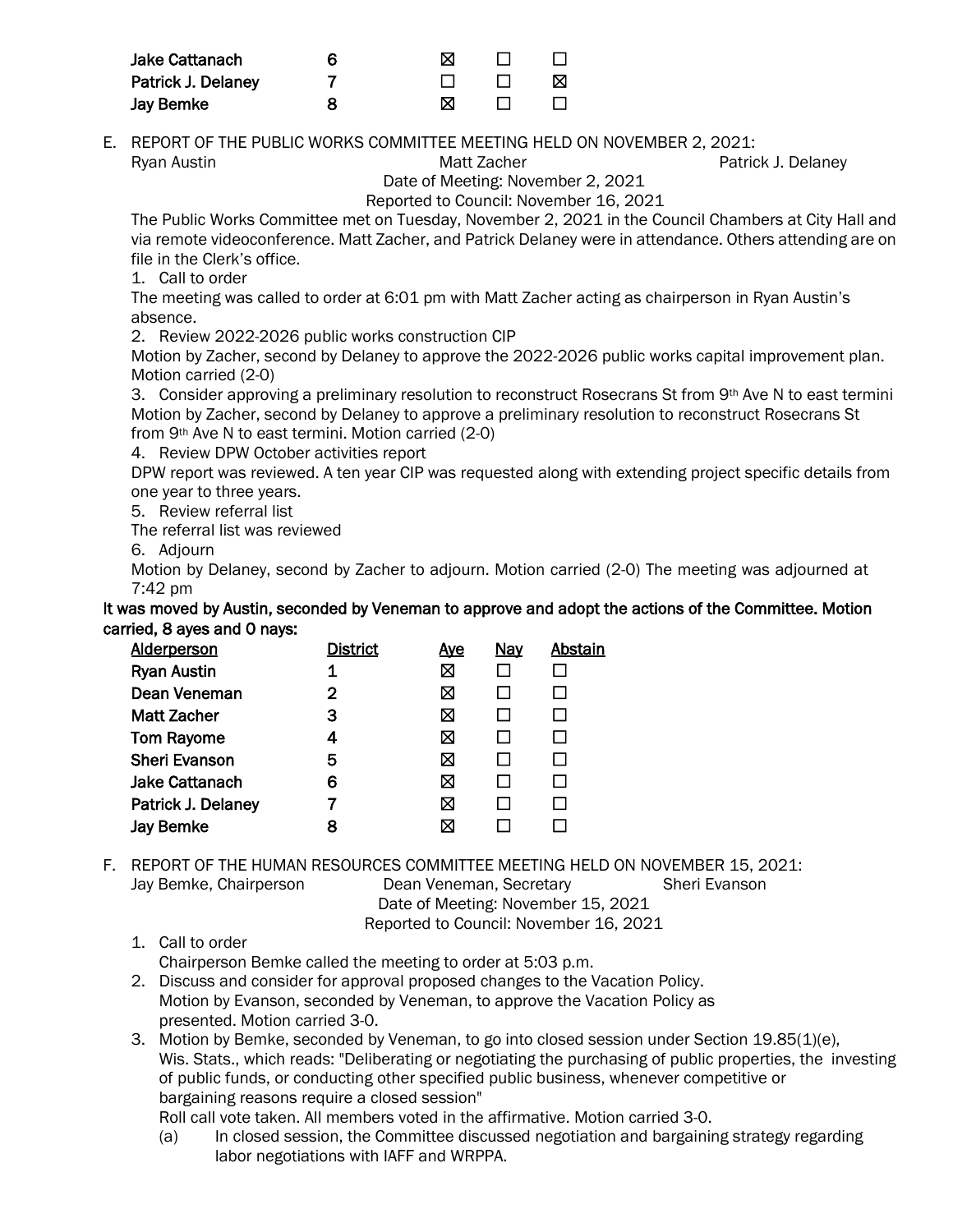| | | | | |
|---|---|---|---|---|
| **Jake Cattanach** | **6** | ☒ | ☐ | ☐ |
| **Patrick J. Delaney** | **7** | ☐ | ☐ | ☒ |
| **Jay Bemke** | **8** | ☒ | ☐ | ☐ |

E. REPORT OF THE PUBLIC WORKS COMMITTEE MEETING HELD ON NOVEMBER 2, 2021:

Ryan Austin    Matt Zacher    Patrick J. Delaney

Date of Meeting: November 2, 2021

Reported to Council: November 16, 2021

The Public Works Committee met on Tuesday, November 2, 2021 in the Council Chambers at City Hall and via remote videoconference. Matt Zacher, and Patrick Delaney were in attendance. Others attending are on file in the Clerk's office.

1. Call to order

The meeting was called to order at 6:01 pm with Matt Zacher acting as chairperson in Ryan Austin's absence.

2. Review 2022-2026 public works construction CIP

Motion by Zacher, second by Delaney to approve the 2022-2026 public works capital improvement plan. Motion carried (2-0)

3. Consider approving a preliminary resolution to reconstruct Rosecrans St from 9th Ave N to east termini

Motion by Zacher, second by Delaney to approve a preliminary resolution to reconstruct Rosecrans St from 9th Ave N to east termini. Motion carried (2-0)

4. Review DPW October activities report

DPW report was reviewed. A ten year CIP was requested along with extending project specific details from one year to three years.

5. Review referral list

The referral list was reviewed

6. Adjourn

Motion by Delaney, second by Zacher to adjourn. Motion carried (2-0) The meeting was adjourned at 7:42 pm

**It was moved by Austin, seconded by Veneman to approve and adopt the actions of the Committee. Motion carried, 8 ayes and 0 nays:**

| Alderperson | District | Aye | Nay | Abstain |
|---|---|---|---|---|
| **Ryan Austin** | **1** | ☒ | ☐ | ☐ |
| **Dean Veneman** | **2** | ☒ | ☐ | ☐ |
| **Matt Zacher** | **3** | ☒ | ☐ | ☐ |
| **Tom Rayome** | **4** | ☒ | ☐ | ☐ |
| **Sheri Evanson** | **5** | ☒ | ☐ | ☐ |
| **Jake Cattanach** | **6** | ☒ | ☐ | ☐ |
| **Patrick J. Delaney** | **7** | ☒ | ☐ | ☐ |
| **Jay Bemke** | **8** | ☒ | ☐ | ☐ |

F. REPORT OF THE HUMAN RESOURCES COMMITTEE MEETING HELD ON NOVEMBER 15, 2021:

Jay Bemke, Chairperson    Dean Veneman, Secretary    Sheri Evanson

Date of Meeting: November 15, 2021

Reported to Council: November 16, 2021

1. Call to order
   Chairperson Bemke called the meeting to order at 5:03 p.m.
2. Discuss and consider for approval proposed changes to the Vacation Policy.
   Motion by Evanson, seconded by Veneman, to approve the Vacation Policy as presented. Motion carried 3-0.
3. Motion by Bemke, seconded by Veneman, to go into closed session under Section 19.85(1)(e), Wis. Stats., which reads: "Deliberating or negotiating the purchasing of public properties, the investing of public funds, or conducting other specified public business, whenever competitive or bargaining reasons require a closed session"
   Roll call vote taken. All members voted in the affirmative. Motion carried 3-0.
   (a) In closed session, the Committee discussed negotiation and bargaining strategy regarding labor negotiations with IAFF and WRPPA.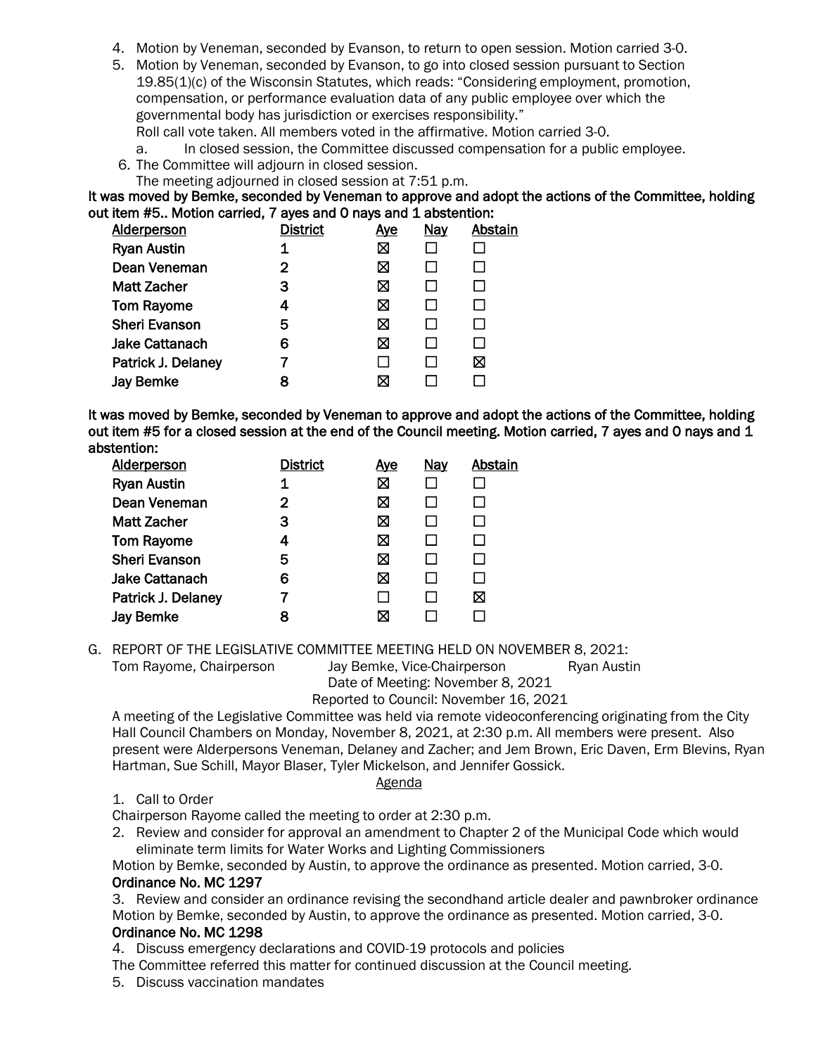4. Motion by Veneman, seconded by Evanson, to return to open session. Motion carried 3-0.
5. Motion by Veneman, seconded by Evanson, to go into closed session pursuant to Section 19.85(1)(c) of the Wisconsin Statutes, which reads: "Considering employment, promotion, compensation, or performance evaluation data of any public employee over which the governmental body has jurisdiction or exercises responsibility."
   Roll call vote taken. All members voted in the affirmative. Motion carried 3-0.
   a. In closed session, the Committee discussed compensation for a public employee.
6. The Committee will adjourn in closed session.
   The meeting adjourned in closed session at 7:51 p.m.

**It was moved by Bemke, seconded by Veneman to approve and adopt the actions of the Committee, holding out item #5.. Motion carried, 7 ayes and 0 nays and 1 abstention:**

| Alderperson | District | Aye | Nay | Abstain |
|---|---|---|---|---|
| Ryan Austin | 1 | ☒ | ☐ | ☐ |
| Dean Veneman | 2 | ☒ | ☐ | ☐ |
| Matt Zacher | 3 | ☒ | ☐ | ☐ |
| Tom Rayome | 4 | ☒ | ☐ | ☐ |
| Sheri Evanson | 5 | ☒ | ☐ | ☐ |
| Jake Cattanach | 6 | ☒ | ☐ | ☐ |
| Patrick J. Delaney | 7 | ☐ | ☐ | ☒ |
| Jay Bemke | 8 | ☒ | ☐ | ☐ |

**It was moved by Bemke, seconded by Veneman to approve and adopt the actions of the Committee, holding out item #5 for a closed session at the end of the Council meeting. Motion carried, 7 ayes and 0 nays and 1 abstention:**

| Alderperson | District | Aye | Nay | Abstain |
|---|---|---|---|---|
| Ryan Austin | 1 | ☒ | ☐ | ☐ |
| Dean Veneman | 2 | ☒ | ☐ | ☐ |
| Matt Zacher | 3 | ☒ | ☐ | ☐ |
| Tom Rayome | 4 | ☒ | ☐ | ☐ |
| Sheri Evanson | 5 | ☒ | ☐ | ☐ |
| Jake Cattanach | 6 | ☒ | ☐ | ☐ |
| Patrick J. Delaney | 7 | ☐ | ☐ | ☒ |
| Jay Bemke | 8 | ☒ | ☐ | ☐ |

G. REPORT OF THE LEGISLATIVE COMMITTEE MEETING HELD ON NOVEMBER 8, 2021:

Tom Rayome, Chairperson Jay Bemke, Vice-Chairperson Ryan Austin

Date of Meeting: November 8, 2021
Reported to Council: November 16, 2021

A meeting of the Legislative Committee was held via remote videoconferencing originating from the City Hall Council Chambers on Monday, November 8, 2021, at 2:30 p.m. All members were present. Also present were Alderpersons Veneman, Delaney and Zacher; and Jem Brown, Eric Daven, Erm Blevins, Ryan Hartman, Sue Schill, Mayor Blaser, Tyler Mickelson, and Jennifer Gossick.

Agenda

1. Call to Order

Chairperson Rayome called the meeting to order at 2:30 p.m.

2. Review and consider for approval an amendment to Chapter 2 of the Municipal Code which would eliminate term limits for Water Works and Lighting Commissioners

Motion by Bemke, seconded by Austin, to approve the ordinance as presented. Motion carried, 3-0.

**Ordinance No. MC 1297**

3. Review and consider an ordinance revising the secondhand article dealer and pawnbroker ordinance

Motion by Bemke, seconded by Austin, to approve the ordinance as presented. Motion carried, 3-0.

**Ordinance No. MC 1298**

4. Discuss emergency declarations and COVID-19 protocols and policies

The Committee referred this matter for continued discussion at the Council meeting.

5. Discuss vaccination mandates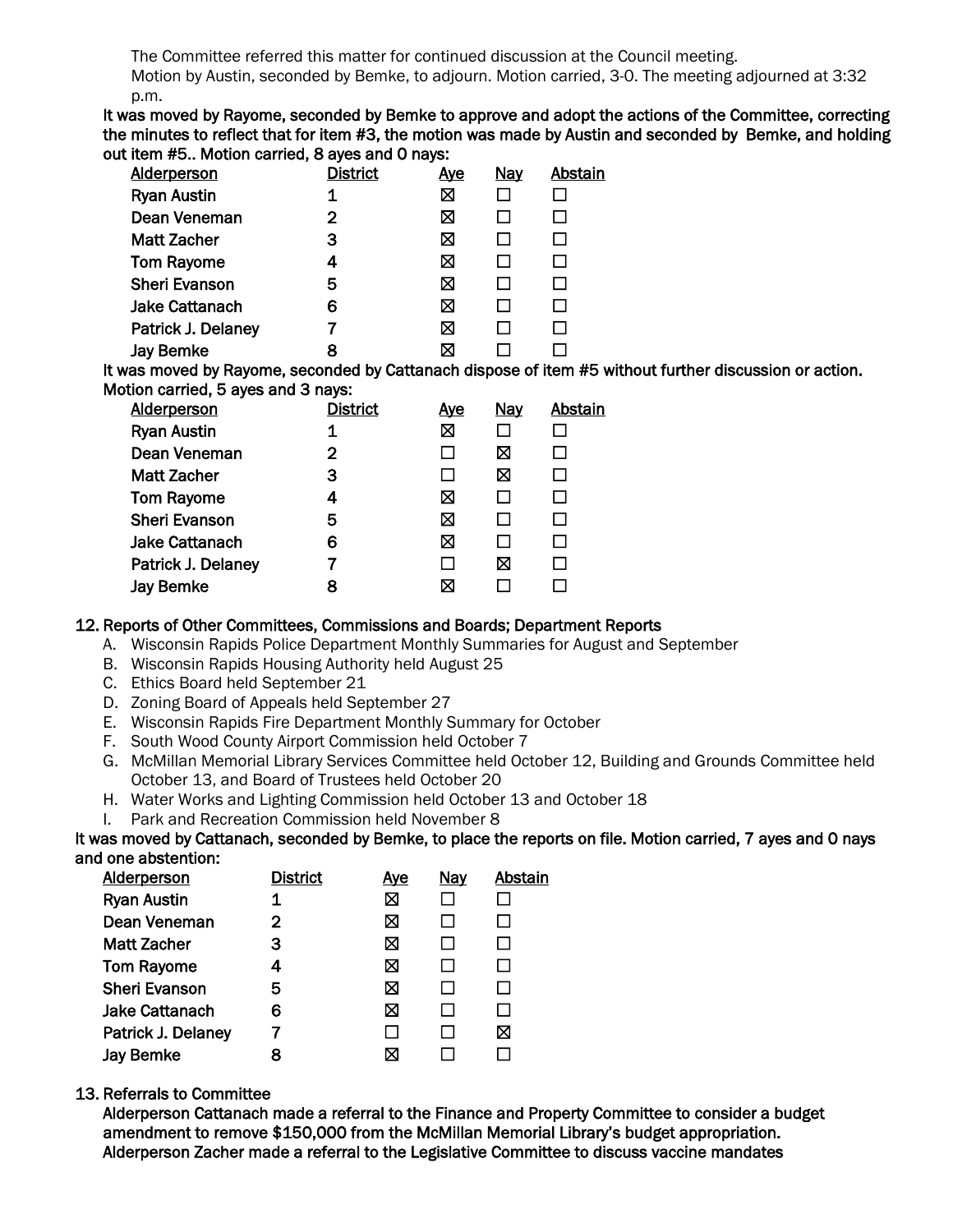The Committee referred this matter for continued discussion at the Council meeting.

Motion by Austin, seconded by Bemke, to adjourn. Motion carried, 3-0. The meeting adjourned at 3:32 p.m.

**It was moved by Rayome, seconded by Bemke to approve and adopt the actions of the Committee, correcting the minutes to reflect that for item #3, the motion was made by Austin and seconded by Bemke, and holding out item #5.. Motion carried, 8 ayes and 0 nays:**

| Alderperson | District | Aye | Nay | Abstain |
|---|---|---|---|---|
| Ryan Austin | 1 | ☒ | ☐ | ☐ |
| Dean Veneman | 2 | ☒ | ☐ | ☐ |
| Matt Zacher | 3 | ☒ | ☐ | ☐ |
| Tom Rayome | 4 | ☒ | ☐ | ☐ |
| Sheri Evanson | 5 | ☒ | ☐ | ☐ |
| Jake Cattanach | 6 | ☒ | ☐ | ☐ |
| Patrick J. Delaney | 7 | ☒ | ☐ | ☐ |
| Jay Bemke | 8 | ☒ | ☐ | ☐ |

**It was moved by Rayome, seconded by Cattanach dispose of item #5 without further discussion or action. Motion carried, 5 ayes and 3 nays:**

| Alderperson | District | Aye | Nay | Abstain |
|---|---|---|---|---|
| Ryan Austin | 1 | ☒ | ☐ | ☐ |
| Dean Veneman | 2 | ☐ | ☒ | ☐ |
| Matt Zacher | 3 | ☐ | ☒ | ☐ |
| Tom Rayome | 4 | ☒ | ☐ | ☐ |
| Sheri Evanson | 5 | ☒ | ☐ | ☐ |
| Jake Cattanach | 6 | ☒ | ☐ | ☐ |
| Patrick J. Delaney | 7 | ☐ | ☒ | ☐ |
| Jay Bemke | 8 | ☒ | ☐ | ☐ |

**12. Reports of Other Committees, Commissions and Boards; Department Reports**

A. Wisconsin Rapids Police Department Monthly Summaries for August and September
B. Wisconsin Rapids Housing Authority held August 25
C. Ethics Board held September 21
D. Zoning Board of Appeals held September 27
E. Wisconsin Rapids Fire Department Monthly Summary for October
F. South Wood County Airport Commission held October 7
G. McMillan Memorial Library Services Committee held October 12, Building and Grounds Committee held October 13, and Board of Trustees held October 20
H. Water Works and Lighting Commission held October 13 and October 18
I. Park and Recreation Commission held November 8

**It was moved by Cattanach, seconded by Bemke, to place the reports on file. Motion carried, 7 ayes and 0 nays and one abstention:**

| Alderperson | District | Aye | Nay | Abstain |
|---|---|---|---|---|
| Ryan Austin | 1 | ☒ | ☐ | ☐ |
| Dean Veneman | 2 | ☒ | ☐ | ☐ |
| Matt Zacher | 3 | ☒ | ☐ | ☐ |
| Tom Rayome | 4 | ☒ | ☐ | ☐ |
| Sheri Evanson | 5 | ☒ | ☐ | ☐ |
| Jake Cattanach | 6 | ☒ | ☐ | ☐ |
| Patrick J. Delaney | 7 | ☐ | ☐ | ☒ |
| Jay Bemke | 8 | ☒ | ☐ | ☐ |

**13. Referrals to Committee**

**Alderperson Cattanach made a referral to the Finance and Property Committee to consider a budget amendment to remove $150,000 from the McMillan Memorial Library's budget appropriation.**

**Alderperson Zacher made a referral to the Legislative Committee to discuss vaccine mandates**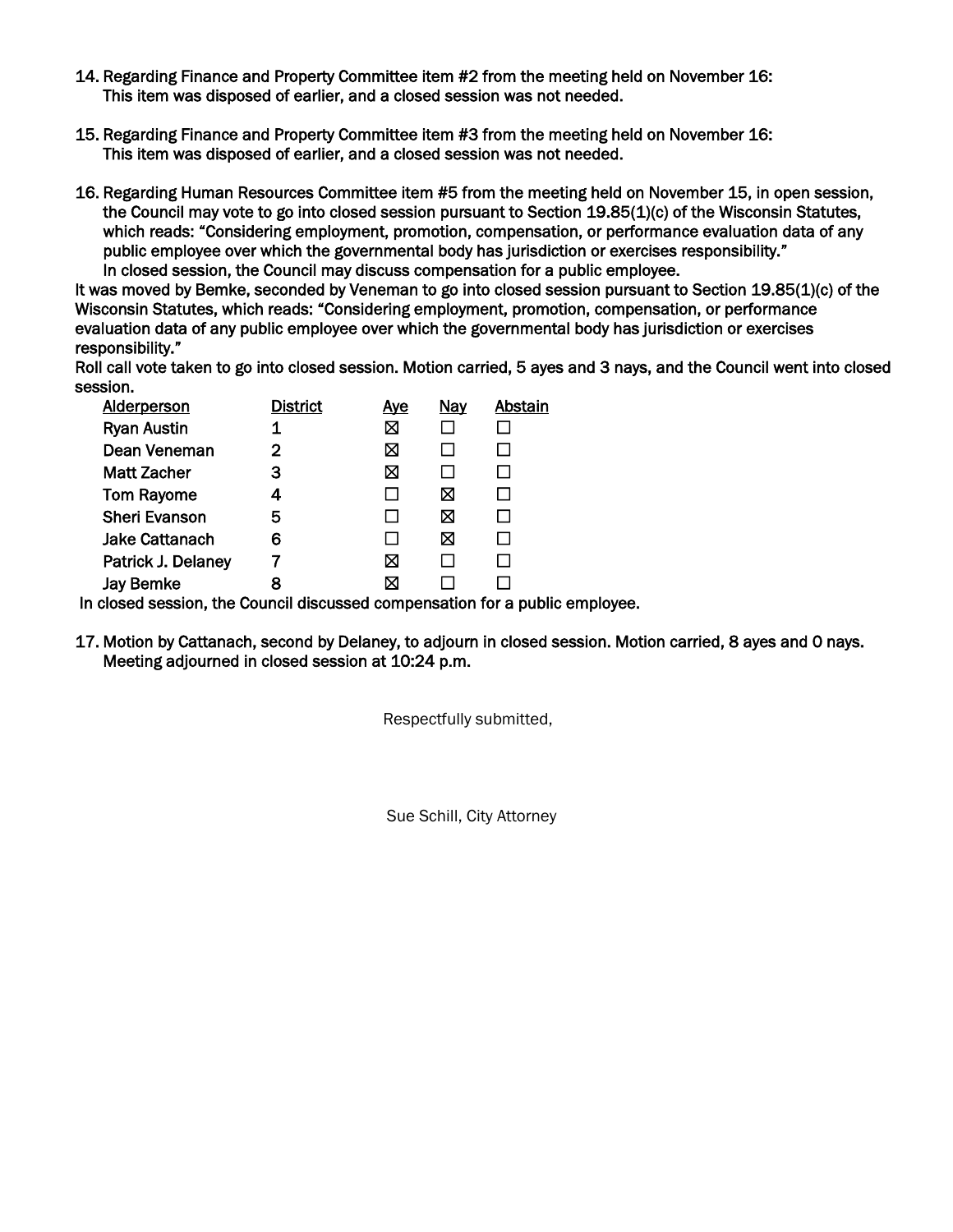14. Regarding Finance and Property Committee item #2 from the meeting held on November 16: This item was disposed of earlier, and a closed session was not needed.

15. Regarding Finance and Property Committee item #3 from the meeting held on November 16: This item was disposed of earlier, and a closed session was not needed.

16. Regarding Human Resources Committee item #5 from the meeting held on November 15, in open session, the Council may vote to go into closed session pursuant to Section 19.85(1)(c) of the Wisconsin Statutes, which reads: "Considering employment, promotion, compensation, or performance evaluation data of any public employee over which the governmental body has jurisdiction or exercises responsibility."
    In closed session, the Council may discuss compensation for a public employee.

It was moved by Bemke, seconded by Veneman to go into closed session pursuant to Section 19.85(1)(c) of the Wisconsin Statutes, which reads: "Considering employment, promotion, compensation, or performance evaluation data of any public employee over which the governmental body has jurisdiction or exercises responsibility."

Roll call vote taken to go into closed session. Motion carried, 5 ayes and 3 nays, and the Council went into closed session.

| Alderperson | District | Aye | Nay | Abstain |
|---|---|---|---|---|
| Ryan Austin | 1 | ☒ | ☐ | ☐ |
| Dean Veneman | 2 | ☒ | ☐ | ☐ |
| Matt Zacher | 3 | ☒ | ☐ | ☐ |
| Tom Rayome | 4 | ☐ | ☒ | ☐ |
| Sheri Evanson | 5 | ☐ | ☒ | ☐ |
| Jake Cattanach | 6 | ☐ | ☒ | ☐ |
| Patrick J. Delaney | 7 | ☒ | ☐ | ☐ |
| Jay Bemke | 8 | ☒ | ☐ | ☐ |

In closed session, the Council discussed compensation for a public employee.

17. Motion by Cattanach, second by Delaney, to adjourn in closed session. Motion carried, 8 ayes and 0 nays. Meeting adjourned in closed session at 10:24 p.m.

Respectfully submitted,

Sue Schill, City Attorney